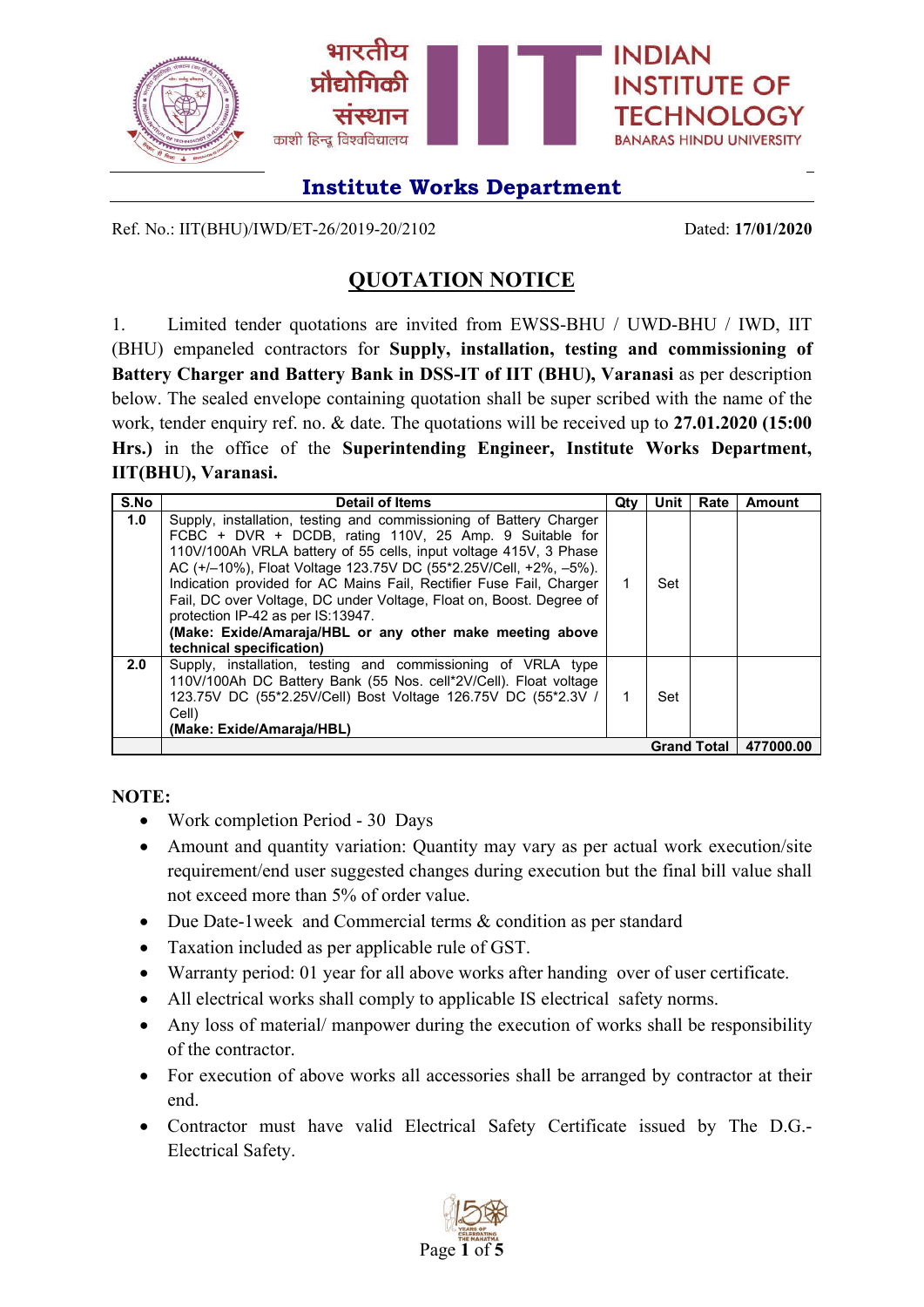भारतीय प्रौद्योगिकी संस्थान
काशी हिन्दू विश्वविद्यालय

INDIAN INSTITUTE OF TECHNOLOGY
BANARAS HINDU UNIVERSITY

## Institute Works Department

Ref. No.: IIT(BHU)/IWD/ET-26/2019-20/2102 Dated: **17/01/2020**

# QUOTATION NOTICE

1. Limited tender quotations are invited from EWSS-BHU / UWD-BHU / IWD, IIT (BHU) empaneled contractors for **Supply, installation, testing and commissioning of Battery Charger and Battery Bank in DSS-IT of IIT (BHU), Varanasi** as per description below. The sealed envelope containing quotation shall be super scribed with the name of the work, tender enquiry ref. no. & date. The quotations will be received up to **27.01.2020 (15:00 Hrs.)** in the office of the **Superintending Engineer, Institute Works Department, IIT(BHU), Varanasi.**

| S.No | Detail of Items | Qty | Unit | Rate | Amount |
|---|---|---|---|---|---|
| **1.0** | Supply, installation, testing and commissioning of Battery Charger FCBC + DVR + DCDB, rating 110V, 25 Amp. 9 Suitable for 110V/100Ah VRLA battery of 55 cells, input voltage 415V, 3 Phase AC (+/–10%), Float Voltage 123.75V DC (55*2.25V/Cell, +2%, –5%). Indication provided for AC Mains Fail, Rectifier Fuse Fail, Charger Fail, DC over Voltage, DC under Voltage, Float on, Boost. Degree of protection IP-42 as per IS:13947. **(Make: Exide/Amaraja/HBL or any other make meeting above technical specification)** | 1 | Set | | |
| **2.0** | Supply, installation, testing and commissioning of VRLA type 110V/100Ah DC Battery Bank (55 Nos. cell*2V/Cell). Float voltage 123.75V DC (55*2.25V/Cell) Bost Voltage 126.75V DC (55*2.3V / Cell) **(Make: Exide/Amaraja/HBL)** | 1 | Set | | |
| | | | **Grand Total** | | **477000.00** |

**NOTE:**

- Work completion Period - 30 Days
- Amount and quantity variation: Quantity may vary as per actual work execution/site requirement/end user suggested changes during execution but the final bill value shall not exceed more than 5% of order value.
- Due Date-1week and Commercial terms & condition as per standard
- Taxation included as per applicable rule of GST.
- Warranty period: 01 year for all above works after handing over of user certificate.
- All electrical works shall comply to applicable IS electrical safety norms.
- Any loss of material/ manpower during the execution of works shall be responsibility of the contractor.
- For execution of above works all accessories shall be arranged by contractor at their end.
- Contractor must have valid Electrical Safety Certificate issued by The D.G.-Electrical Safety.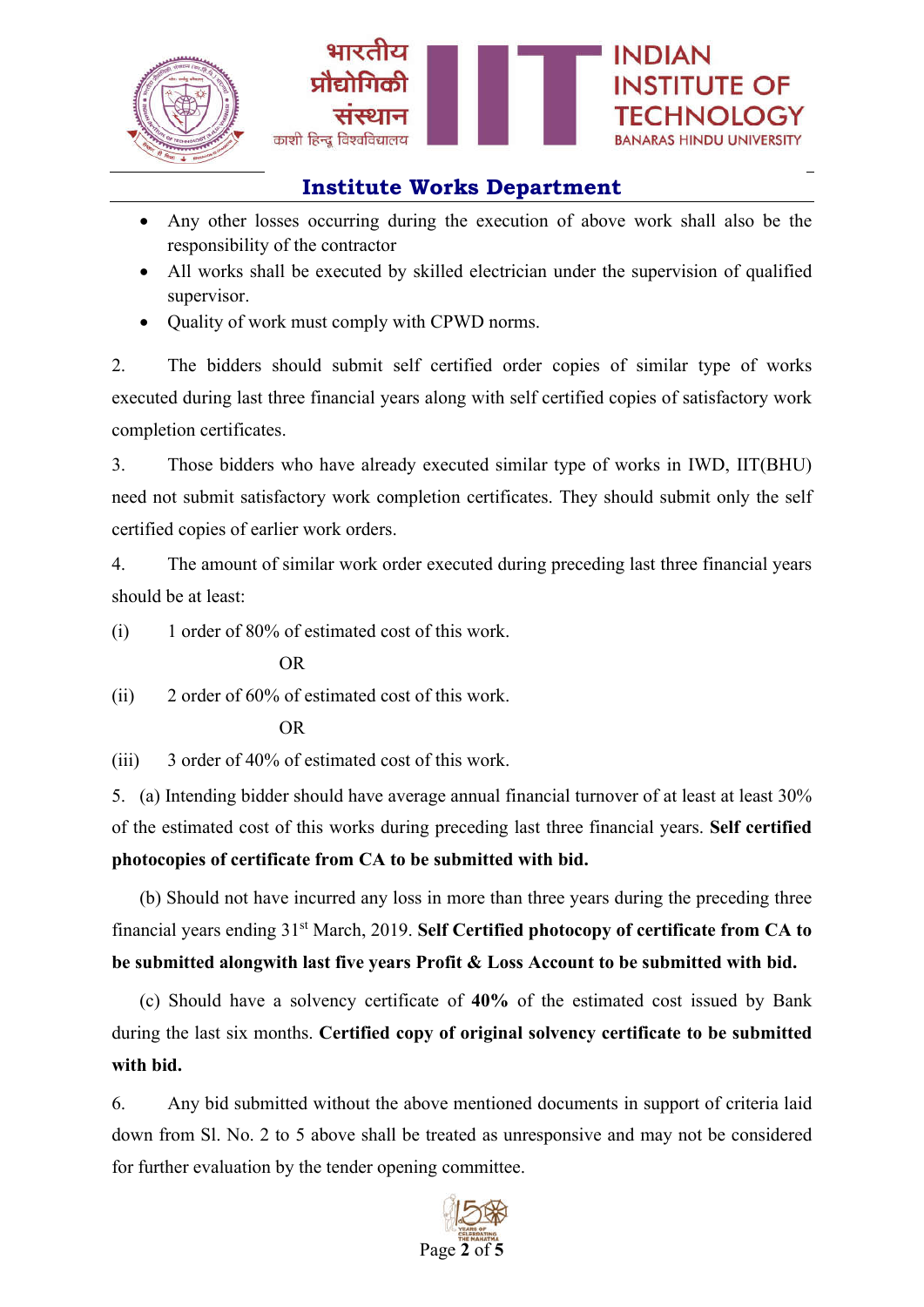- Any other losses occurring during the execution of above work shall also be the responsibility of the contractor
- All works shall be executed by skilled electrician under the supervision of qualified supervisor.
- Quality of work must comply with CPWD norms.

2. The bidders should submit self certified order copies of similar type of works executed during last three financial years along with self certified copies of satisfactory work completion certificates.

3. Those bidders who have already executed similar type of works in IWD, IIT(BHU) need not submit satisfactory work completion certificates. They should submit only the self certified copies of earlier work orders.

4. The amount of similar work order executed during preceding last three financial years should be at least:

(i) 1 order of 80% of estimated cost of this work.

OR

(ii) 2 order of 60% of estimated cost of this work.

OR

(iii) 3 order of 40% of estimated cost of this work.

5. (a) Intending bidder should have average annual financial turnover of at least at least 30% of the estimated cost of this works during preceding last three financial years. **Self certified photocopies of certificate from CA to be submitted with bid.**

(b) Should not have incurred any loss in more than three years during the preceding three financial years ending 31st March, 2019. **Self Certified photocopy of certificate from CA to be submitted alongwith last five years Profit & Loss Account to be submitted with bid.**

(c) Should have a solvency certificate of **40%** of the estimated cost issued by Bank during the last six months. **Certified copy of original solvency certificate to be submitted with bid.**

6. Any bid submitted without the above mentioned documents in support of criteria laid down from Sl. No. 2 to 5 above shall be treated as unresponsive and may not be considered for further evaluation by the tender opening committee.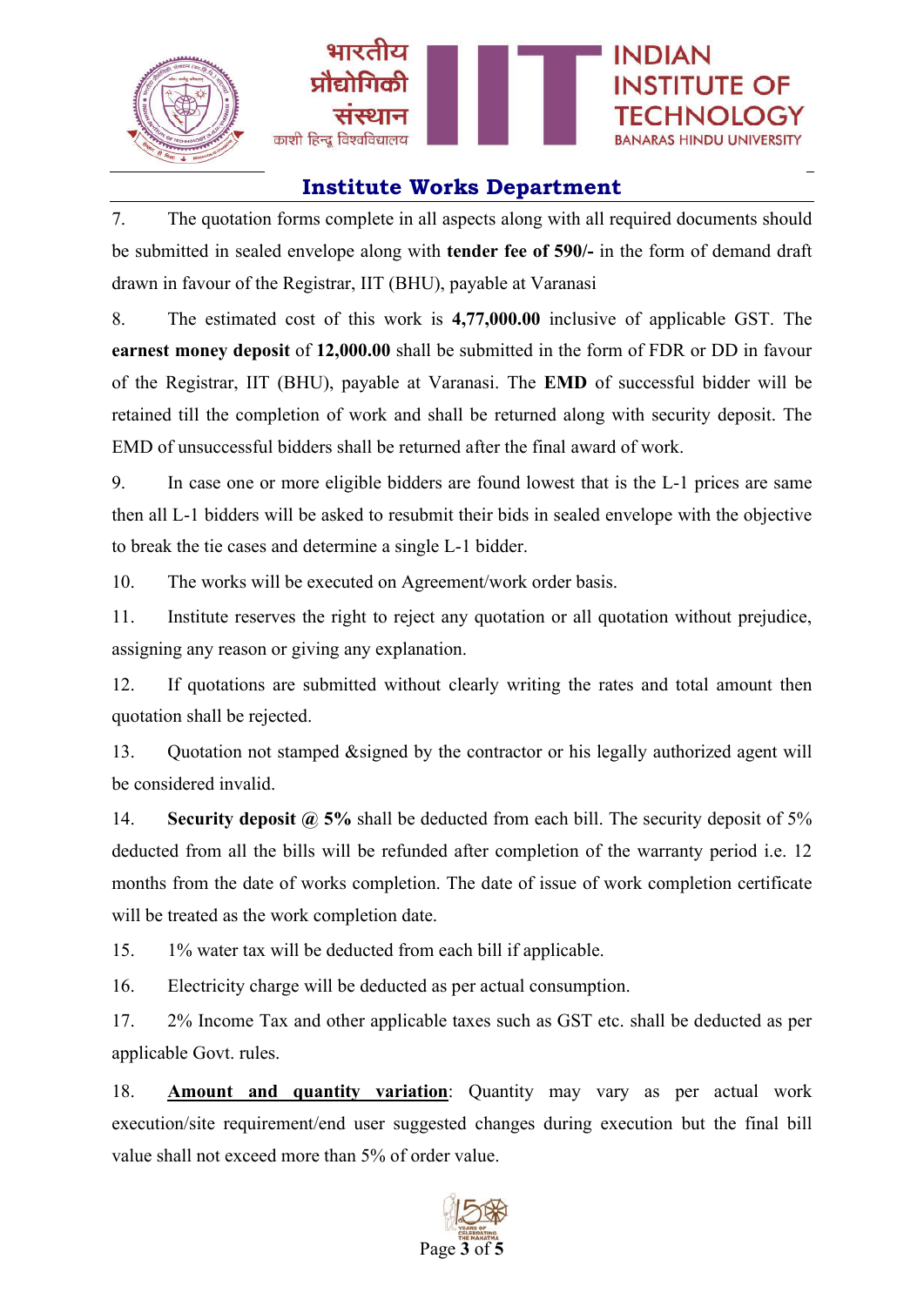## Institute Works Department

7. The quotation forms complete in all aspects along with all required documents should be submitted in sealed envelope along with **tender fee of 590/-** in the form of demand draft drawn in favour of the Registrar, IIT (BHU), payable at Varanasi

8. The estimated cost of this work is **4,77,000.00** inclusive of applicable GST. The **earnest money deposit** of **12,000.00** shall be submitted in the form of FDR or DD in favour of the Registrar, IIT (BHU), payable at Varanasi. The **EMD** of successful bidder will be retained till the completion of work and shall be returned along with security deposit. The EMD of unsuccessful bidders shall be returned after the final award of work.

9. In case one or more eligible bidders are found lowest that is the L-1 prices are same then all L-1 bidders will be asked to resubmit their bids in sealed envelope with the objective to break the tie cases and determine a single L-1 bidder.

10. The works will be executed on Agreement/work order basis.

11. Institute reserves the right to reject any quotation or all quotation without prejudice, assigning any reason or giving any explanation.

12. If quotations are submitted without clearly writing the rates and total amount then quotation shall be rejected.

13. Quotation not stamped &signed by the contractor or his legally authorized agent will be considered invalid.

14. **Security deposit @ 5%** shall be deducted from each bill. The security deposit of 5% deducted from all the bills will be refunded after completion of the warranty period i.e. 12 months from the date of works completion. The date of issue of work completion certificate will be treated as the work completion date.

15. 1% water tax will be deducted from each bill if applicable.

16. Electricity charge will be deducted as per actual consumption.

17. 2% Income Tax and other applicable taxes such as GST etc. shall be deducted as per applicable Govt. rules.

18. **<u>Amount and quantity variation</u>**: Quantity may vary as per actual work execution/site requirement/end user suggested changes during execution but the final bill value shall not exceed more than 5% of order value.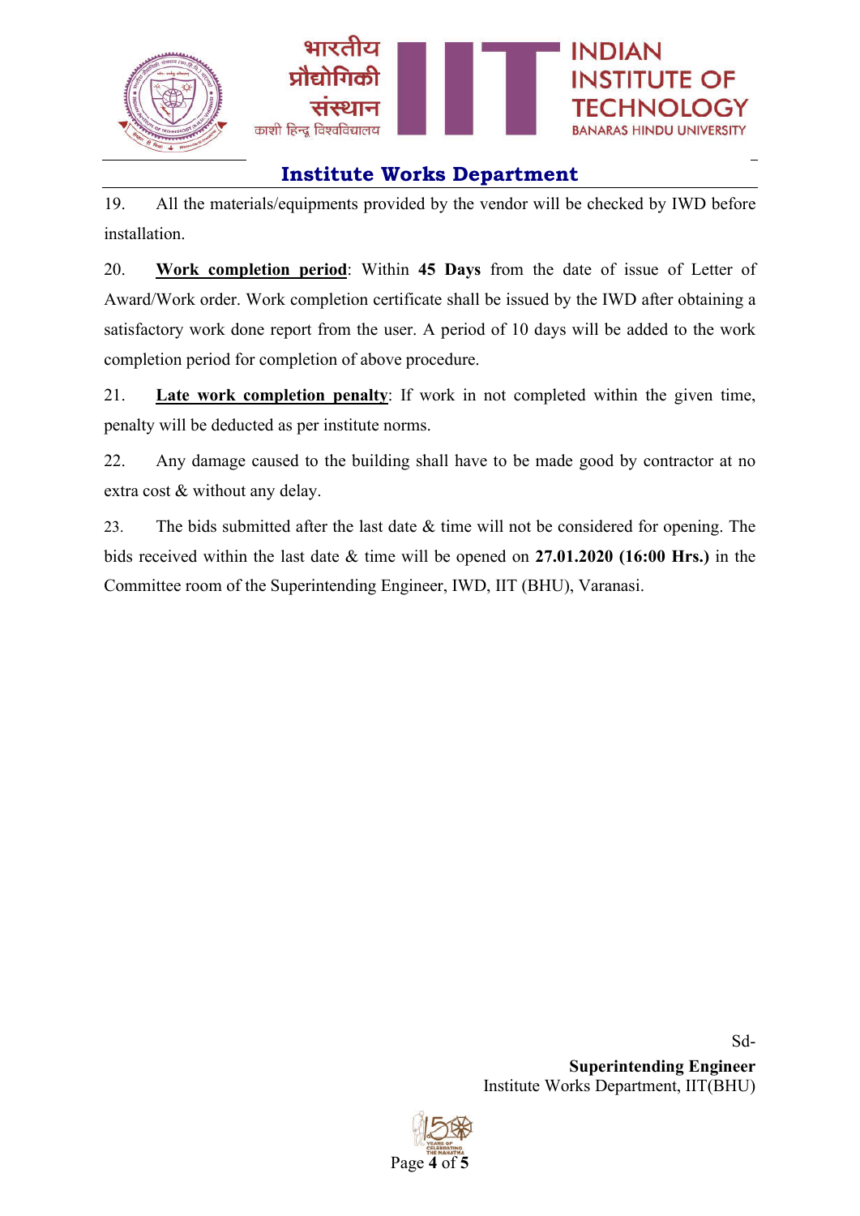## Institute Works Department

19. All the materials/equipments provided by the vendor will be checked by IWD before installation.

20. **<u>Work completion period</u>**: Within **45 Days** from the date of issue of Letter of Award/Work order. Work completion certificate shall be issued by the IWD after obtaining a satisfactory work done report from the user. A period of 10 days will be added to the work completion period for completion of above procedure.

21. **<u>Late work completion penalty</u>**: If work in not completed within the given time, penalty will be deducted as per institute norms.

22. Any damage caused to the building shall have to be made good by contractor at no extra cost & without any delay.

23. The bids submitted after the last date & time will not be considered for opening. The bids received within the last date & time will be opened on **27.01.2020 (16:00 Hrs.)** in the Committee room of the Superintending Engineer, IWD, IIT (BHU), Varanasi.

Sd-

**Superintending Engineer**
Institute Works Department, IIT(BHU)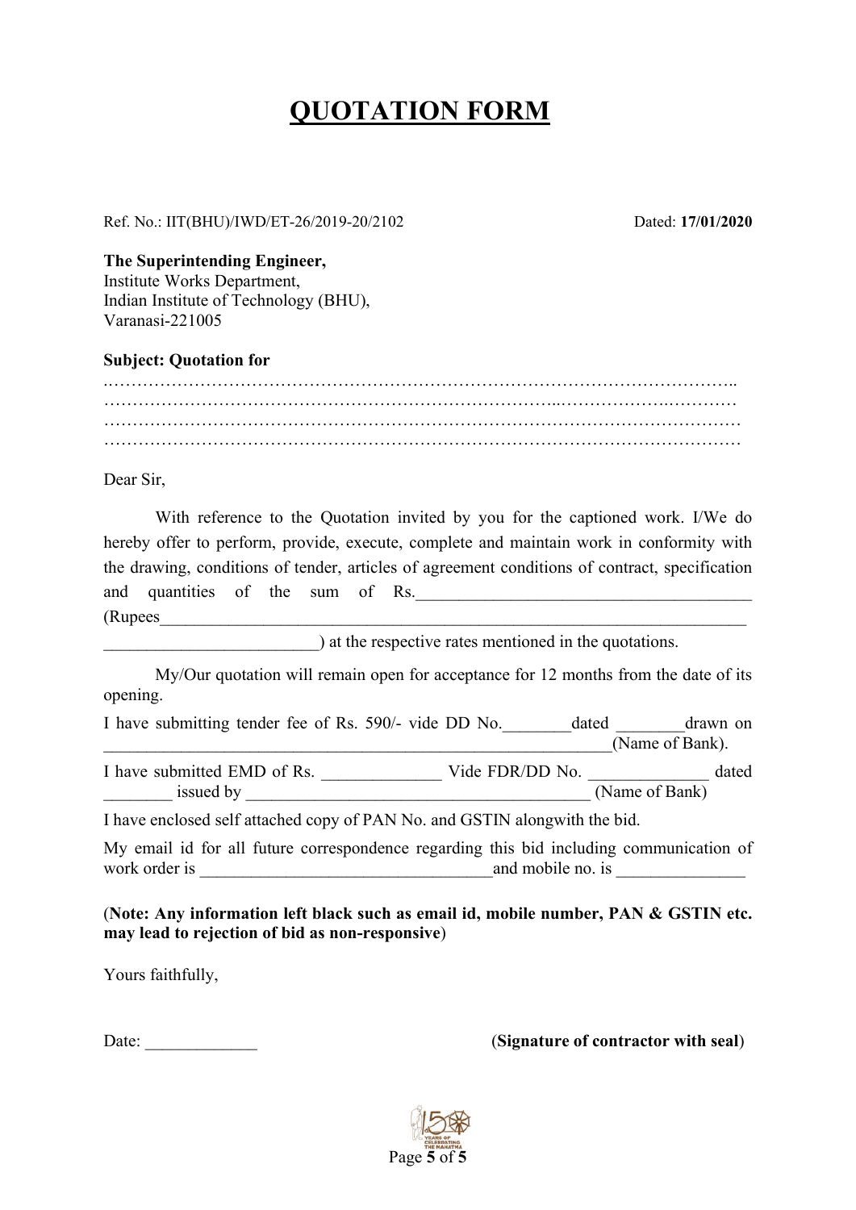# QUOTATION FORM

Ref. No.: IIT(BHU)/IWD/ET-26/2019-20/2102 Dated: **17/01/2020**

**The Superintending Engineer,**
Institute Works Department,
Indian Institute of Technology (BHU),
Varanasi-221005

**Subject: Quotation for**

.………………………………………………………………………………………………..
……………………………………………………………………...…………….…………
…………………………………………………………………………………………………
…………………………………………………………………………………………………

Dear Sir,

With reference to the Quotation invited by you for the captioned work. I/We do hereby offer to perform, provide, execute, complete and maintain work in conformity with the drawing, conditions of tender, articles of agreement conditions of contract, specification and quantities of the sum of Rs.______________________________________ (Rupees_____________________________________________________________________ ________________________) at the respective rates mentioned in the quotations.

My/Our quotation will remain open for acceptance for 12 months from the date of its opening.

I have submitting tender fee of Rs. 590/- vide DD No.________dated ________drawn on ________________________________________________________(Name of Bank).

I have submitted EMD of Rs. ______________ Vide FDR/DD No. ______________ dated ________ issued by _________________________________________ (Name of Bank)

I have enclosed self attached copy of PAN No. and GSTIN alongwith the bid.

My email id for all future correspondence regarding this bid including communication of work order is __________________________________and mobile no. is _______________

(**Note: Any information left black such as email id, mobile number, PAN & GSTIN etc. may lead to rejection of bid as non-responsive**)

Yours faithfully,

Date: _____________ (**Signature of contractor with seal**)